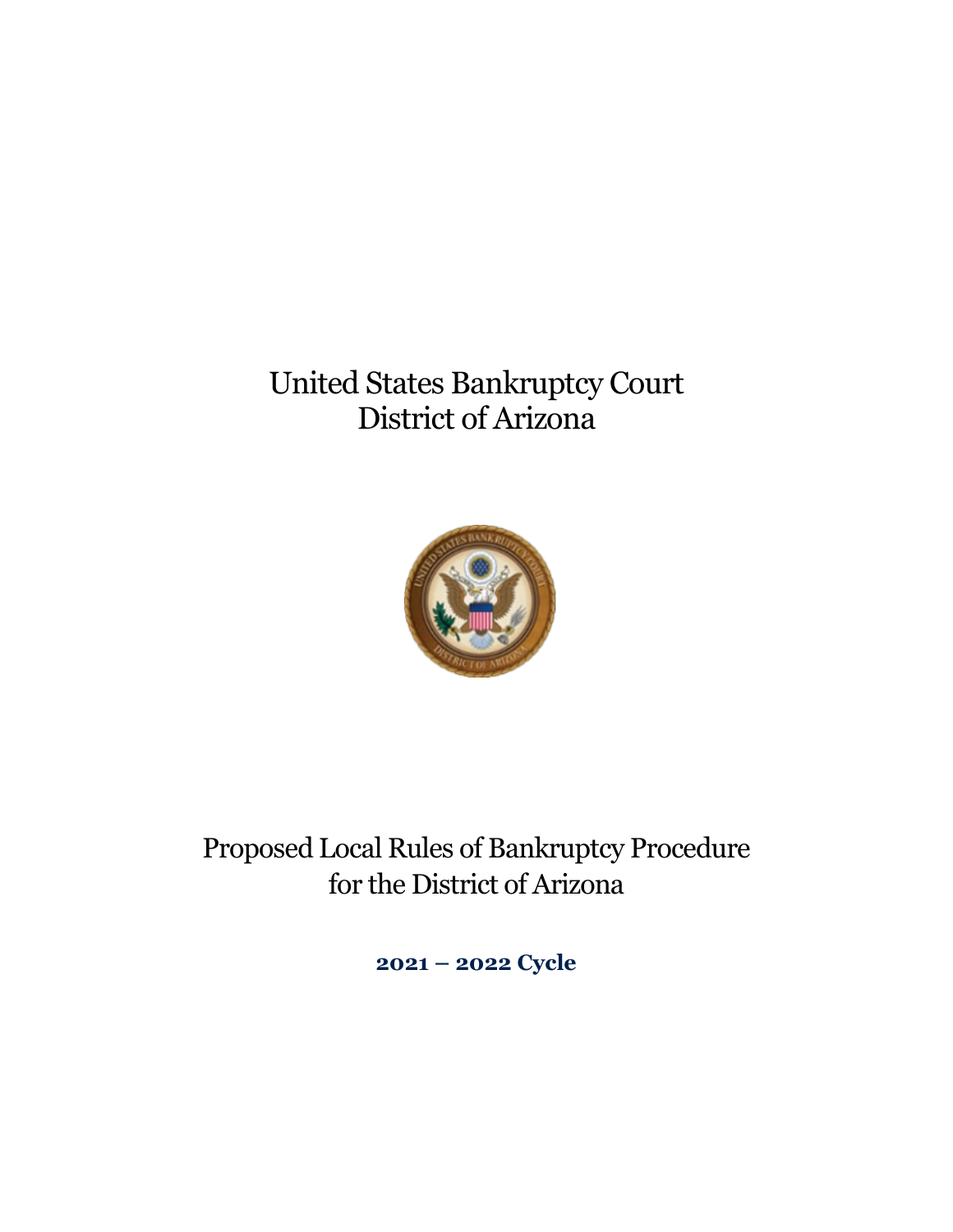# United States Bankruptcy Court
# District of Arizona

# Proposed Local Rules of Bankruptcy Procedure for the District of Arizona

**2021 – 2022 Cycle**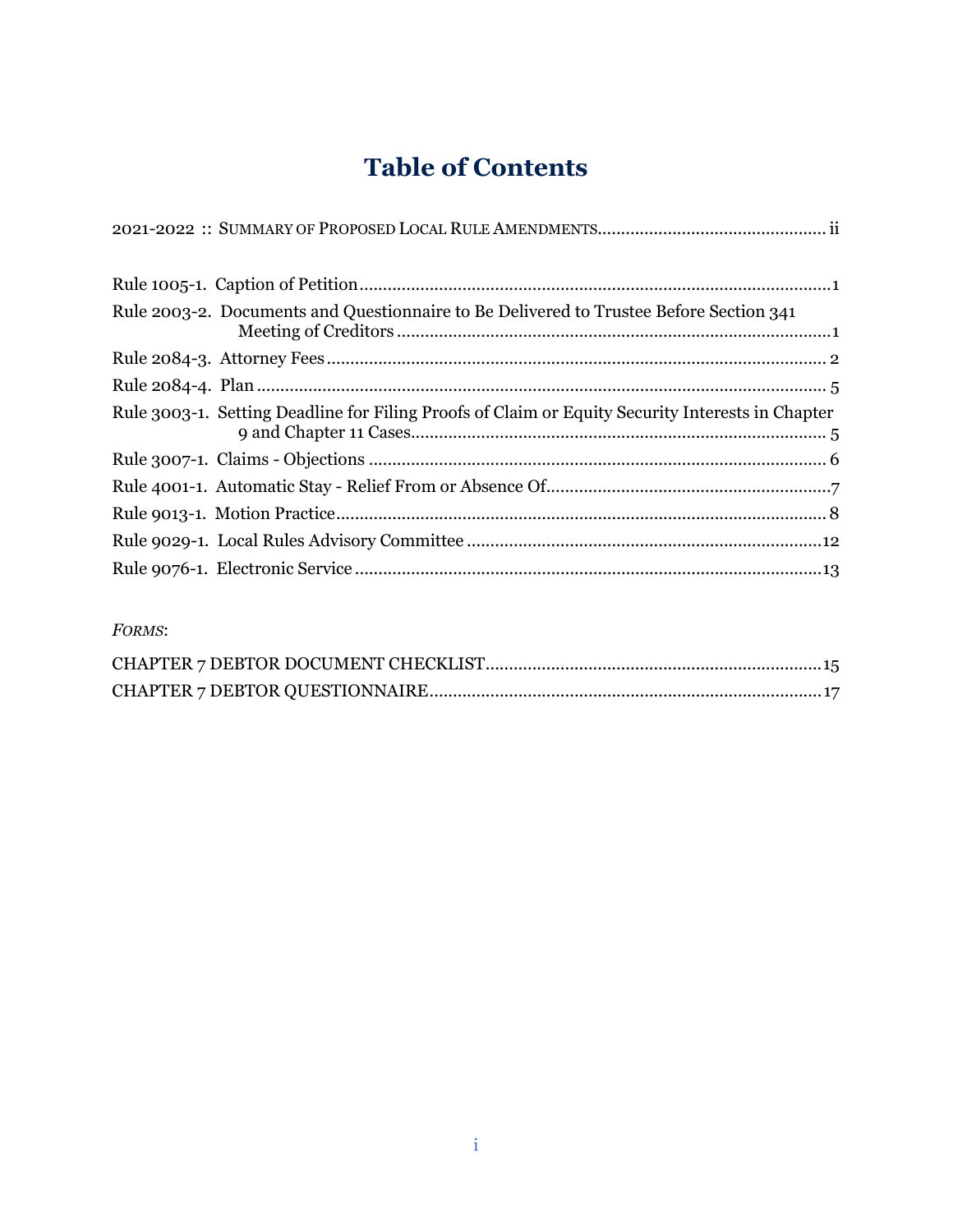# Table of Contents

2021-2022 :: SUMMARY OF PROPOSED LOCAL RULE AMENDMENTS................................................ ii

Rule 1005-1. Caption of Petition....................................................................................................1

Rule 2003-2. Documents and Questionnaire to Be Delivered to Trustee Before Section 341 Meeting of Creditors ............................................................................................1

Rule 2084-3. Attorney Fees .......................................................................................................... 2

Rule 2084-4. Plan ......................................................................................................................... 5

Rule 3003-1. Setting Deadline for Filing Proofs of Claim or Equity Security Interests in Chapter 9 and Chapter 11 Cases......................................................................................... 5

Rule 3007-1. Claims - Objections ................................................................................................. 6

Rule 4001-1. Automatic Stay - Relief From or Absence Of.............................................................7

Rule 9013-1. Motion Practice........................................................................................................ 8

Rule 9029-1. Local Rules Advisory Committee ...........................................................................12

Rule 9076-1. Electronic Service ...................................................................................................13

*FORMS*:

CHAPTER 7 DEBTOR DOCUMENT CHECKLIST.......................................................................15

CHAPTER 7 DEBTOR QUESTIONNAIRE..................................................................................17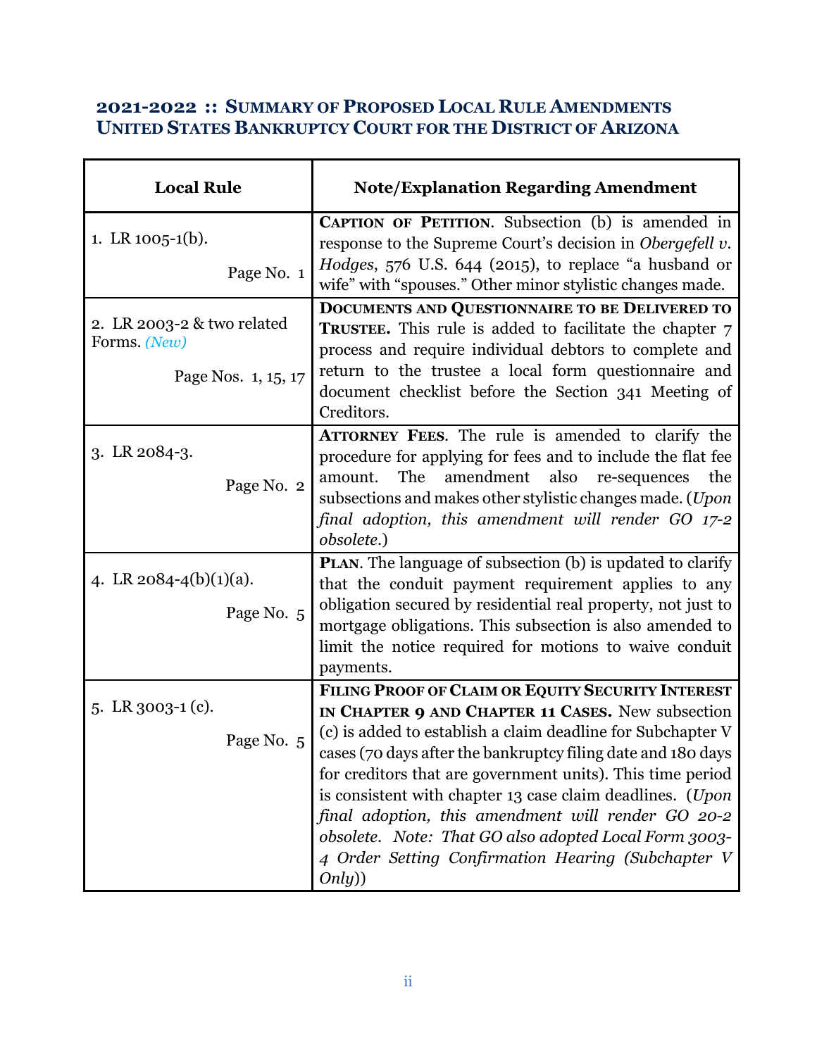## 2021-2022 :: Summary of Proposed Local Rule Amendments
## United States Bankruptcy Court for the District of Arizona

| Local Rule | Note/Explanation Regarding Amendment |
|---|---|
| 1. LR 1005-1(b). Page No. 1 | **Caption of Petition**. Subsection (b) is amended in response to the Supreme Court's decision in *Obergefell v. Hodges*, 576 U.S. 644 (2015), to replace "a husband or wife" with "spouses." Other minor stylistic changes made. |
| 2. LR 2003-2 & two related Forms. *(New)* Page Nos. 1, 15, 17 | **Documents and Questionnaire to be Delivered to Trustee.** This rule is added to facilitate the chapter 7 process and require individual debtors to complete and return to the trustee a local form questionnaire and document checklist before the Section 341 Meeting of Creditors. |
| 3. LR 2084-3. Page No. 2 | **Attorney Fees**. The rule is amended to clarify the procedure for applying for fees and to include the flat fee amount. The amendment also re-sequences the subsections and makes other stylistic changes made. (*Upon final adoption, this amendment will render GO 17-2 obsolete.*) |
| 4. LR 2084-4(b)(1)(a). Page No. 5 | **Plan**. The language of subsection (b) is updated to clarify that the conduit payment requirement applies to any obligation secured by residential real property, not just to mortgage obligations. This subsection is also amended to limit the notice required for motions to waive conduit payments. |
| 5. LR 3003-1 (c). Page No. 5 | **Filing Proof of Claim or Equity Security Interest in Chapter 9 and Chapter 11 Cases.** New subsection (c) is added to establish a claim deadline for Subchapter V cases (70 days after the bankruptcy filing date and 180 days for creditors that are government units). This time period is consistent with chapter 13 case claim deadlines. (*Upon final adoption, this amendment will render GO 20-2 obsolete. Note: That GO also adopted Local Form 3003-4 Order Setting Confirmation Hearing (Subchapter V Only)*) |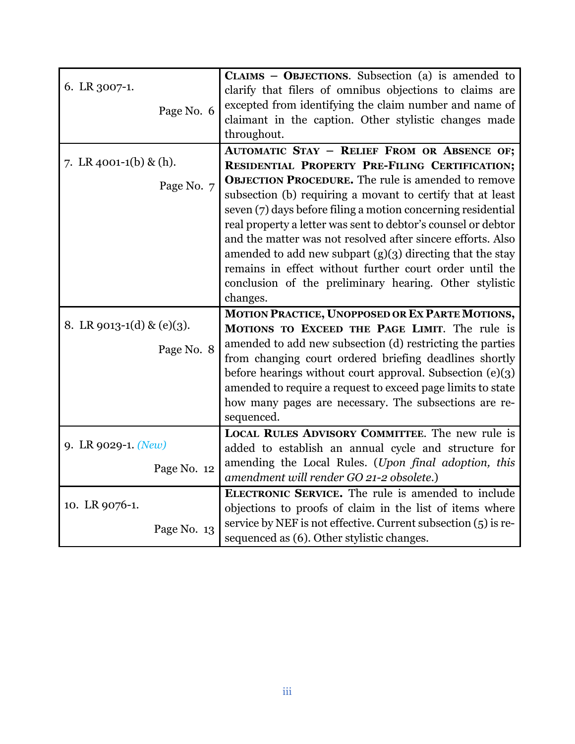| | |
|---|---|
| 6. LR 3007-1. Page No. 6 | **CLAIMS – OBJECTIONS**. Subsection (a) is amended to clarify that filers of omnibus objections to claims are excepted from identifying the claim number and name of claimant in the caption. Other stylistic changes made throughout. |
| 7. LR 4001-1(b) & (h). Page No. 7 | **AUTOMATIC STAY – RELIEF FROM OR ABSENCE OF; RESIDENTIAL PROPERTY PRE-FILING CERTIFICATION; OBJECTION PROCEDURE.** The rule is amended to remove subsection (b) requiring a movant to certify that at least seven (7) days before filing a motion concerning residential real property a letter was sent to debtor's counsel or debtor and the matter was not resolved after sincere efforts. Also amended to add new subpart (g)(3) directing that the stay remains in effect without further court order until the conclusion of the preliminary hearing. Other stylistic changes. |
| 8. LR 9013-1(d) & (e)(3). Page No. 8 | **MOTION PRACTICE, UNOPPOSED OR EX PARTE MOTIONS, MOTIONS TO EXCEED THE PAGE LIMIT**. The rule is amended to add new subsection (d) restricting the parties from changing court ordered briefing deadlines shortly before hearings without court approval. Subsection (e)(3) amended to require a request to exceed page limits to state how many pages are necessary. The subsections are re-sequenced. |
| 9. LR 9029-1. *(New)* Page No. 12 | **LOCAL RULES ADVISORY COMMITTEE**. The new rule is added to establish an annual cycle and structure for amending the Local Rules. (*Upon final adoption, this amendment will render GO 21-2 obsolete.*) |
| 10. LR 9076-1. Page No. 13 | **ELECTRONIC SERVICE.** The rule is amended to include objections to proofs of claim in the list of items where service by NEF is not effective. Current subsection (5) is re-sequenced as (6). Other stylistic changes. |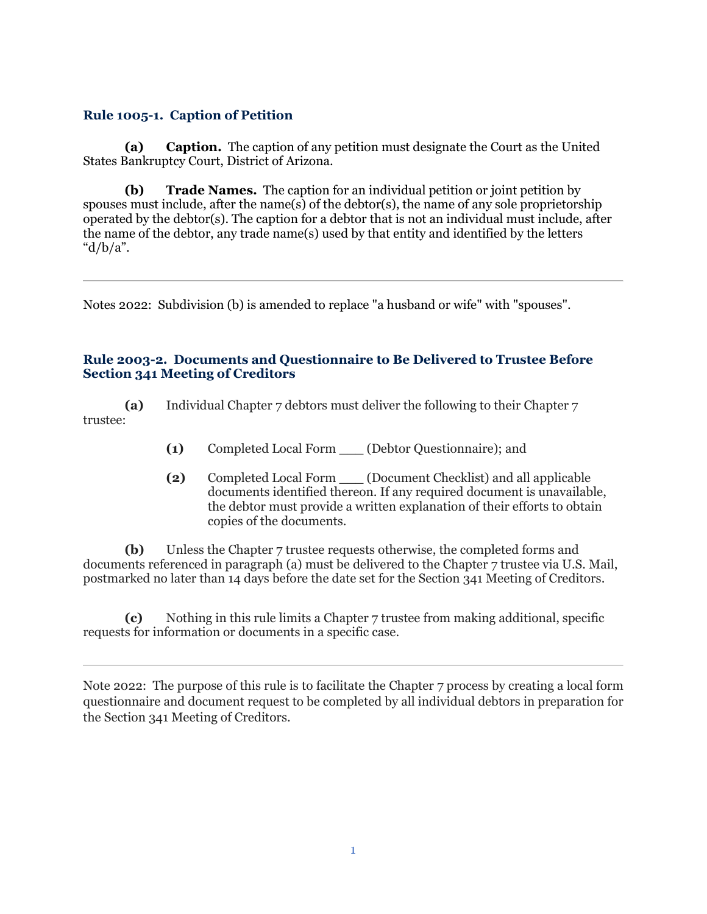### Rule 1005-1. Caption of Petition

**(a) Caption.** The caption of any petition must designate the Court as the United States Bankruptcy Court, District of Arizona.

**(b) Trade Names.** The caption for an individual petition or joint petition by spouses must include, after the name(s) of the debtor(s), the name of any sole proprietorship operated by the debtor(s). The caption for a debtor that is not an individual must include, after the name of the debtor, any trade name(s) used by that entity and identified by the letters "d/b/a".

---

Notes 2022: Subdivision (b) is amended to replace "a husband or wife" with "spouses".

### Rule 2003-2. Documents and Questionnaire to Be Delivered to Trustee Before Section 341 Meeting of Creditors

**(a)** Individual Chapter 7 debtors must deliver the following to their Chapter 7 trustee:

> **(1)** Completed Local Form ___ (Debtor Questionnaire); and
>
> **(2)** Completed Local Form ___ (Document Checklist) and all applicable documents identified thereon. If any required document is unavailable, the debtor must provide a written explanation of their efforts to obtain copies of the documents.

**(b)** Unless the Chapter 7 trustee requests otherwise, the completed forms and documents referenced in paragraph (a) must be delivered to the Chapter 7 trustee via U.S. Mail, postmarked no later than 14 days before the date set for the Section 341 Meeting of Creditors.

**(c)** Nothing in this rule limits a Chapter 7 trustee from making additional, specific requests for information or documents in a specific case.

---

Note 2022: The purpose of this rule is to facilitate the Chapter 7 process by creating a local form questionnaire and document request to be completed by all individual debtors in preparation for the Section 341 Meeting of Creditors.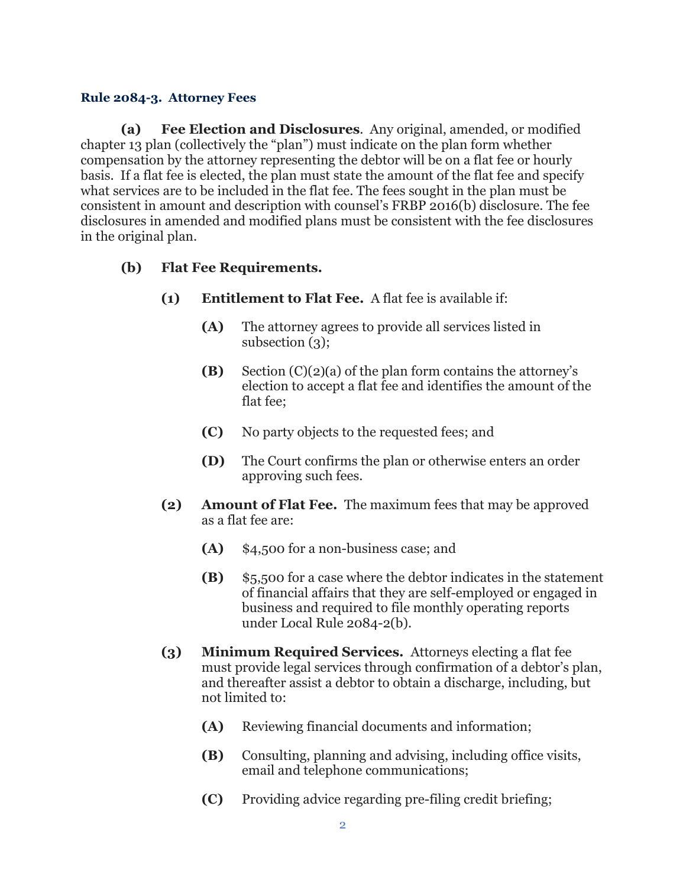### Rule 2084-3. Attorney Fees

**(a) Fee Election and Disclosures**. Any original, amended, or modified chapter 13 plan (collectively the "plan") must indicate on the plan form whether compensation by the attorney representing the debtor will be on a flat fee or hourly basis. If a flat fee is elected, the plan must state the amount of the flat fee and specify what services are to be included in the flat fee. The fees sought in the plan must be consistent in amount and description with counsel's FRBP 2016(b) disclosure. The fee disclosures in amended and modified plans must be consistent with the fee disclosures in the original plan.

**(b) Flat Fee Requirements.**

**(1) Entitlement to Flat Fee.** A flat fee is available if:

**(A)** The attorney agrees to provide all services listed in subsection (3);

**(B)** Section (C)(2)(a) of the plan form contains the attorney's election to accept a flat fee and identifies the amount of the flat fee;

**(C)** No party objects to the requested fees; and

**(D)** The Court confirms the plan or otherwise enters an order approving such fees.

**(2) Amount of Flat Fee.** The maximum fees that may be approved as a flat fee are:

**(A)** $4,500 for a non-business case; and

**(B)** $5,500 for a case where the debtor indicates in the statement of financial affairs that they are self-employed or engaged in business and required to file monthly operating reports under Local Rule 2084-2(b).

**(3) Minimum Required Services.** Attorneys electing a flat fee must provide legal services through confirmation of a debtor's plan, and thereafter assist a debtor to obtain a discharge, including, but not limited to:

**(A)** Reviewing financial documents and information;

**(B)** Consulting, planning and advising, including office visits, email and telephone communications;

**(C)** Providing advice regarding pre-filing credit briefing;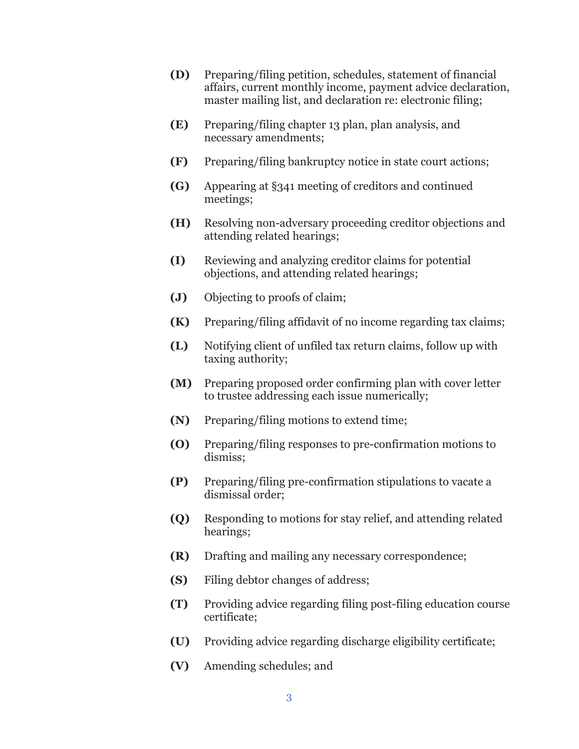**(D)** Preparing/filing petition, schedules, statement of financial affairs, current monthly income, payment advice declaration, master mailing list, and declaration re: electronic filing;

**(E)** Preparing/filing chapter 13 plan, plan analysis, and necessary amendments;

**(F)** Preparing/filing bankruptcy notice in state court actions;

**(G)** Appearing at §341 meeting of creditors and continued meetings;

**(H)** Resolving non-adversary proceeding creditor objections and attending related hearings;

**(I)** Reviewing and analyzing creditor claims for potential objections, and attending related hearings;

**(J)** Objecting to proofs of claim;

**(K)** Preparing/filing affidavit of no income regarding tax claims;

**(L)** Notifying client of unfiled tax return claims, follow up with taxing authority;

**(M)** Preparing proposed order confirming plan with cover letter to trustee addressing each issue numerically;

**(N)** Preparing/filing motions to extend time;

**(O)** Preparing/filing responses to pre-confirmation motions to dismiss;

**(P)** Preparing/filing pre-confirmation stipulations to vacate a dismissal order;

**(Q)** Responding to motions for stay relief, and attending related hearings;

**(R)** Drafting and mailing any necessary correspondence;

**(S)** Filing debtor changes of address;

**(T)** Providing advice regarding filing post-filing education course certificate;

**(U)** Providing advice regarding discharge eligibility certificate;

**(V)** Amending schedules; and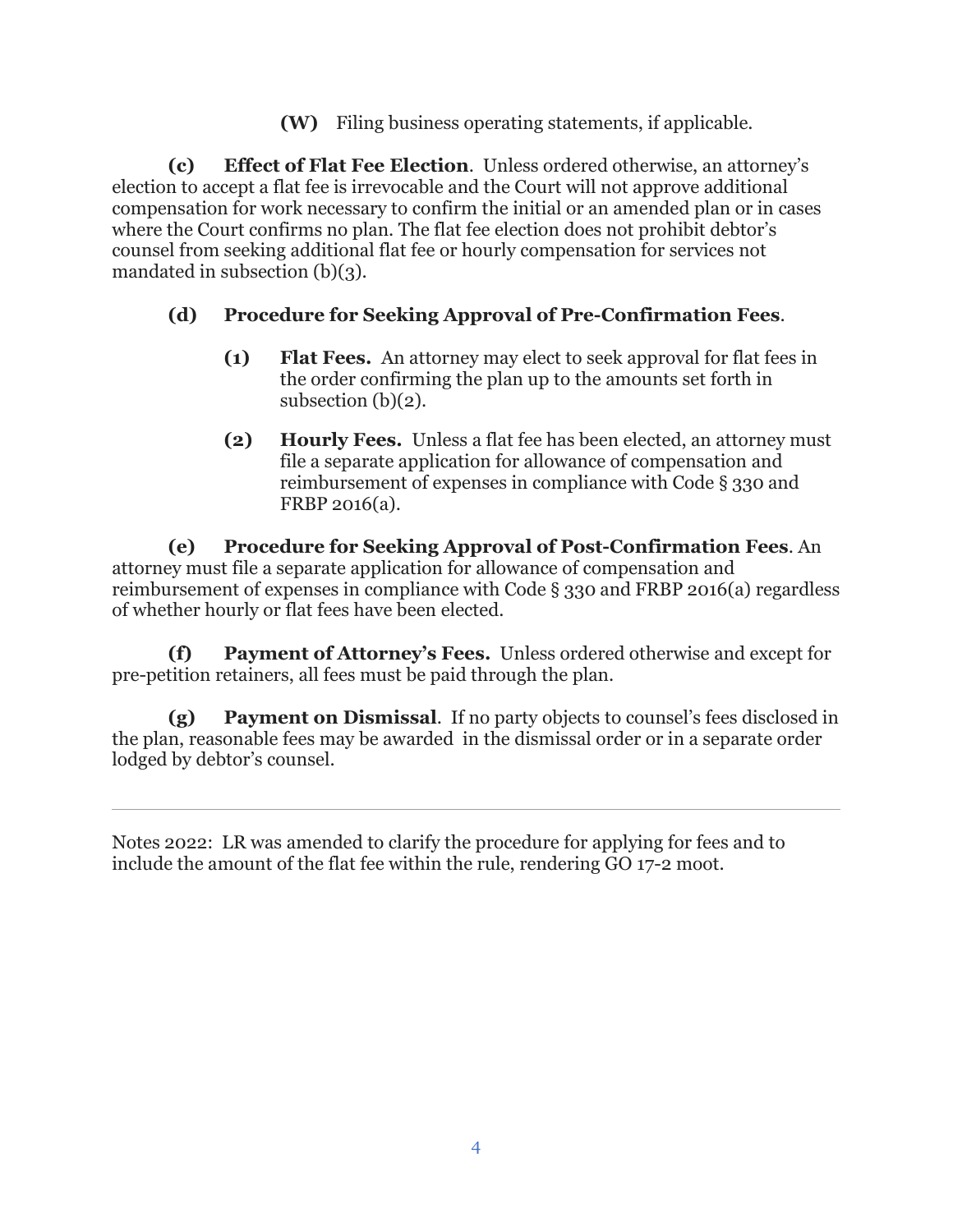**(W)** Filing business operating statements, if applicable.

**(c) Effect of Flat Fee Election**. Unless ordered otherwise, an attorney's election to accept a flat fee is irrevocable and the Court will not approve additional compensation for work necessary to confirm the initial or an amended plan or in cases where the Court confirms no plan. The flat fee election does not prohibit debtor's counsel from seeking additional flat fee or hourly compensation for services not mandated in subsection (b)(3).

**(d) Procedure for Seeking Approval of Pre-Confirmation Fees**.

**(1) Flat Fees.** An attorney may elect to seek approval for flat fees in the order confirming the plan up to the amounts set forth in subsection (b)(2).

**(2) Hourly Fees.** Unless a flat fee has been elected, an attorney must file a separate application for allowance of compensation and reimbursement of expenses in compliance with Code § 330 and FRBP 2016(a).

**(e) Procedure for Seeking Approval of Post-Confirmation Fees**. An attorney must file a separate application for allowance of compensation and reimbursement of expenses in compliance with Code § 330 and FRBP 2016(a) regardless of whether hourly or flat fees have been elected.

**(f) Payment of Attorney's Fees.** Unless ordered otherwise and except for pre-petition retainers, all fees must be paid through the plan.

**(g) Payment on Dismissal**. If no party objects to counsel's fees disclosed in the plan, reasonable fees may be awarded in the dismissal order or in a separate order lodged by debtor's counsel.

---

Notes 2022: LR was amended to clarify the procedure for applying for fees and to include the amount of the flat fee within the rule, rendering GO 17-2 moot.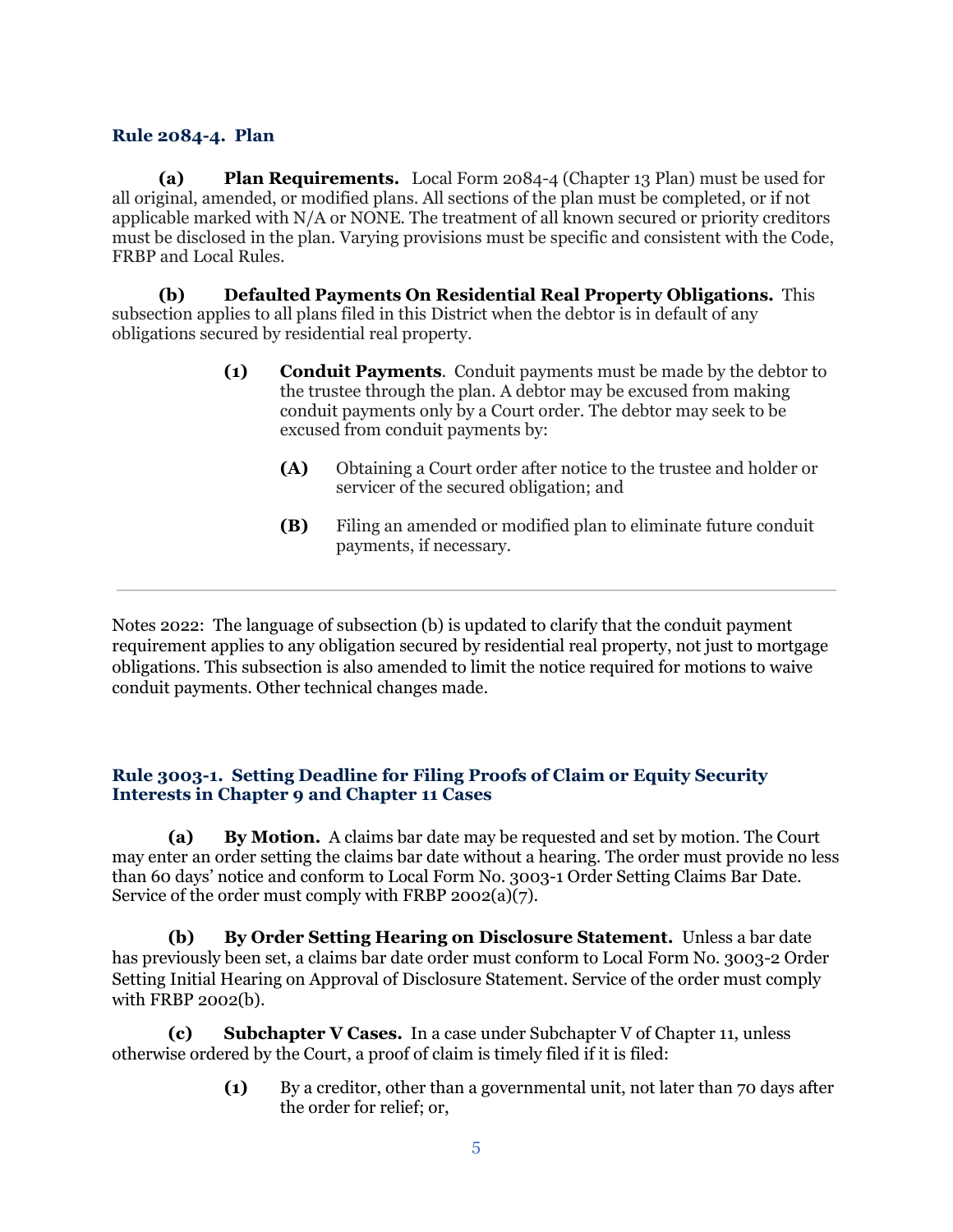### Rule 2084-4. Plan

**(a) Plan Requirements.** Local Form 2084-4 (Chapter 13 Plan) must be used for all original, amended, or modified plans. All sections of the plan must be completed, or if not applicable marked with N/A or NONE. The treatment of all known secured or priority creditors must be disclosed in the plan. Varying provisions must be specific and consistent with the Code, FRBP and Local Rules.

**(b) Defaulted Payments On Residential Real Property Obligations.** This subsection applies to all plans filed in this District when the debtor is in default of any obligations secured by residential real property.

> **(1) Conduit Payments**. Conduit payments must be made by the debtor to the trustee through the plan. A debtor may be excused from making conduit payments only by a Court order. The debtor may seek to be excused from conduit payments by:
>
> > **(A)** Obtaining a Court order after notice to the trustee and holder or servicer of the secured obligation; and
> >
> > **(B)** Filing an amended or modified plan to eliminate future conduit payments, if necessary.

---

Notes 2022: The language of subsection (b) is updated to clarify that the conduit payment requirement applies to any obligation secured by residential real property, not just to mortgage obligations. This subsection is also amended to limit the notice required for motions to waive conduit payments. Other technical changes made.

### Rule 3003-1. Setting Deadline for Filing Proofs of Claim or Equity Security Interests in Chapter 9 and Chapter 11 Cases

**(a) By Motion.** A claims bar date may be requested and set by motion. The Court may enter an order setting the claims bar date without a hearing. The order must provide no less than 60 days' notice and conform to Local Form No. 3003-1 Order Setting Claims Bar Date. Service of the order must comply with FRBP 2002(a)(7).

**(b) By Order Setting Hearing on Disclosure Statement.** Unless a bar date has previously been set, a claims bar date order must conform to Local Form No. 3003-2 Order Setting Initial Hearing on Approval of Disclosure Statement. Service of the order must comply with FRBP 2002(b).

**(c) Subchapter V Cases.** In a case under Subchapter V of Chapter 11, unless otherwise ordered by the Court, a proof of claim is timely filed if it is filed:

> **(1)** By a creditor, other than a governmental unit, not later than 70 days after the order for relief; or,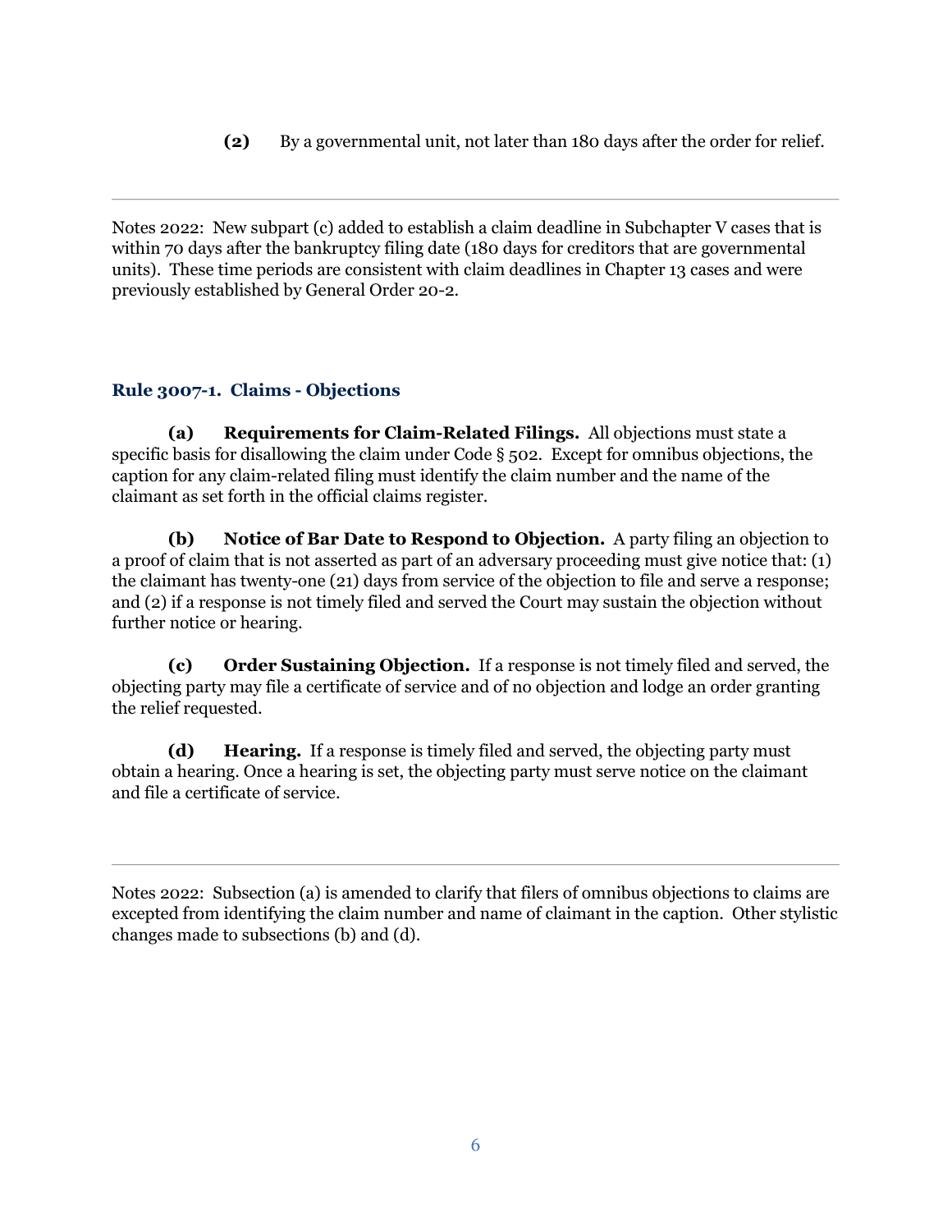**(2)** By a governmental unit, not later than 180 days after the order for relief.

---

Notes 2022: New subpart (c) added to establish a claim deadline in Subchapter V cases that is within 70 days after the bankruptcy filing date (180 days for creditors that are governmental units). These time periods are consistent with claim deadlines in Chapter 13 cases and were previously established by General Order 20-2.

### Rule 3007-1. Claims - Objections

**(a) Requirements for Claim-Related Filings.** All objections must state a specific basis for disallowing the claim under Code § 502. Except for omnibus objections, the caption for any claim-related filing must identify the claim number and the name of the claimant as set forth in the official claims register.

**(b) Notice of Bar Date to Respond to Objection.** A party filing an objection to a proof of claim that is not asserted as part of an adversary proceeding must give notice that: (1) the claimant has twenty-one (21) days from service of the objection to file and serve a response; and (2) if a response is not timely filed and served the Court may sustain the objection without further notice or hearing.

**(c) Order Sustaining Objection.** If a response is not timely filed and served, the objecting party may file a certificate of service and of no objection and lodge an order granting the relief requested.

**(d) Hearing.** If a response is timely filed and served, the objecting party must obtain a hearing. Once a hearing is set, the objecting party must serve notice on the claimant and file a certificate of service.

---

Notes 2022: Subsection (a) is amended to clarify that filers of omnibus objections to claims are excepted from identifying the claim number and name of claimant in the caption. Other stylistic changes made to subsections (b) and (d).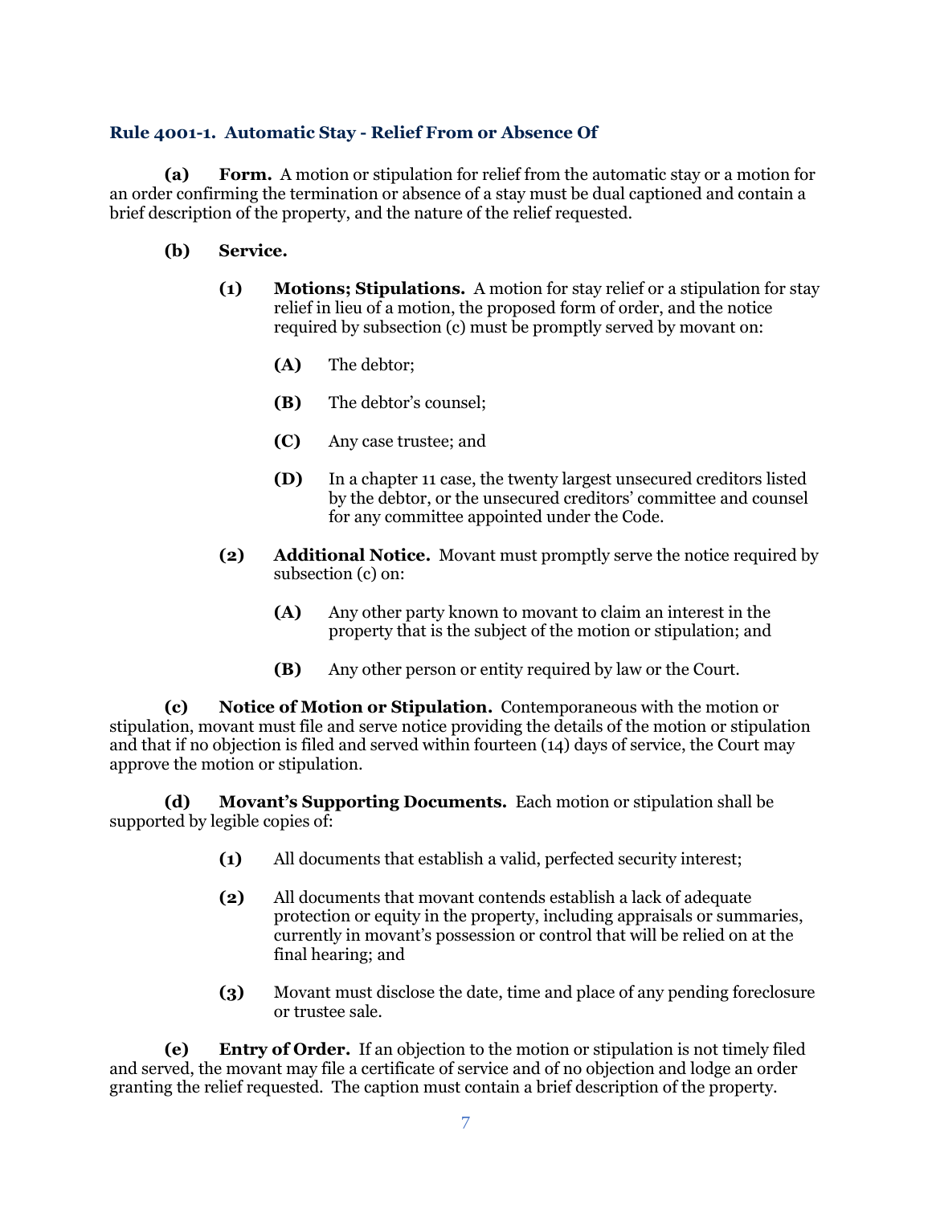### Rule 4001-1. Automatic Stay - Relief From or Absence Of

**(a) Form.** A motion or stipulation for relief from the automatic stay or a motion for an order confirming the termination or absence of a stay must be dual captioned and contain a brief description of the property, and the nature of the relief requested.

**(b) Service.**

**(1) Motions; Stipulations.** A motion for stay relief or a stipulation for stay relief in lieu of a motion, the proposed form of order, and the notice required by subsection (c) must be promptly served by movant on:

**(A)** The debtor;

**(B)** The debtor's counsel;

**(C)** Any case trustee; and

**(D)** In a chapter 11 case, the twenty largest unsecured creditors listed by the debtor, or the unsecured creditors' committee and counsel for any committee appointed under the Code.

**(2) Additional Notice.** Movant must promptly serve the notice required by subsection (c) on:

**(A)** Any other party known to movant to claim an interest in the property that is the subject of the motion or stipulation; and

**(B)** Any other person or entity required by law or the Court.

**(c) Notice of Motion or Stipulation.** Contemporaneous with the motion or stipulation, movant must file and serve notice providing the details of the motion or stipulation and that if no objection is filed and served within fourteen (14) days of service, the Court may approve the motion or stipulation.

**(d) Movant's Supporting Documents.** Each motion or stipulation shall be supported by legible copies of:

**(1)** All documents that establish a valid, perfected security interest;

**(2)** All documents that movant contends establish a lack of adequate protection or equity in the property, including appraisals or summaries, currently in movant's possession or control that will be relied on at the final hearing; and

**(3)** Movant must disclose the date, time and place of any pending foreclosure or trustee sale.

**(e) Entry of Order.** If an objection to the motion or stipulation is not timely filed and served, the movant may file a certificate of service and of no objection and lodge an order granting the relief requested. The caption must contain a brief description of the property.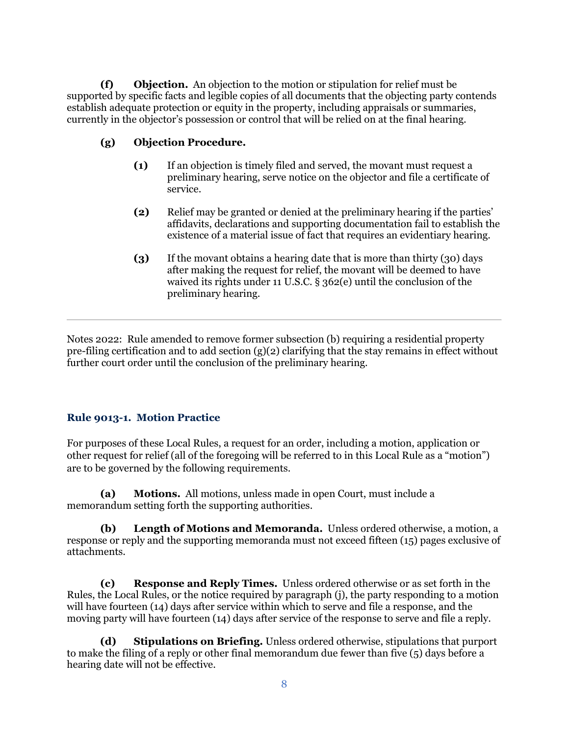**(f) Objection.** An objection to the motion or stipulation for relief must be supported by specific facts and legible copies of all documents that the objecting party contends establish adequate protection or equity in the property, including appraisals or summaries, currently in the objector's possession or control that will be relied on at the final hearing.

**(g) Objection Procedure.**

**(1)** If an objection is timely filed and served, the movant must request a preliminary hearing, serve notice on the objector and file a certificate of service.

**(2)** Relief may be granted or denied at the preliminary hearing if the parties' affidavits, declarations and supporting documentation fail to establish the existence of a material issue of fact that requires an evidentiary hearing.

**(3)** If the movant obtains a hearing date that is more than thirty (30) days after making the request for relief, the movant will be deemed to have waived its rights under 11 U.S.C. § 362(e) until the conclusion of the preliminary hearing.

---

Notes 2022: Rule amended to remove former subsection (b) requiring a residential property pre-filing certification and to add section (g)(2) clarifying that the stay remains in effect without further court order until the conclusion of the preliminary hearing.

### Rule 9013-1. Motion Practice

For purposes of these Local Rules, a request for an order, including a motion, application or other request for relief (all of the foregoing will be referred to in this Local Rule as a "motion") are to be governed by the following requirements.

**(a) Motions.** All motions, unless made in open Court, must include a memorandum setting forth the supporting authorities.

**(b) Length of Motions and Memoranda.** Unless ordered otherwise, a motion, a response or reply and the supporting memoranda must not exceed fifteen (15) pages exclusive of attachments.

**(c) Response and Reply Times.** Unless ordered otherwise or as set forth in the Rules, the Local Rules, or the notice required by paragraph (j), the party responding to a motion will have fourteen (14) days after service within which to serve and file a response, and the moving party will have fourteen (14) days after service of the response to serve and file a reply.

**(d) Stipulations on Briefing.** Unless ordered otherwise, stipulations that purport to make the filing of a reply or other final memorandum due fewer than five (5) days before a hearing date will not be effective.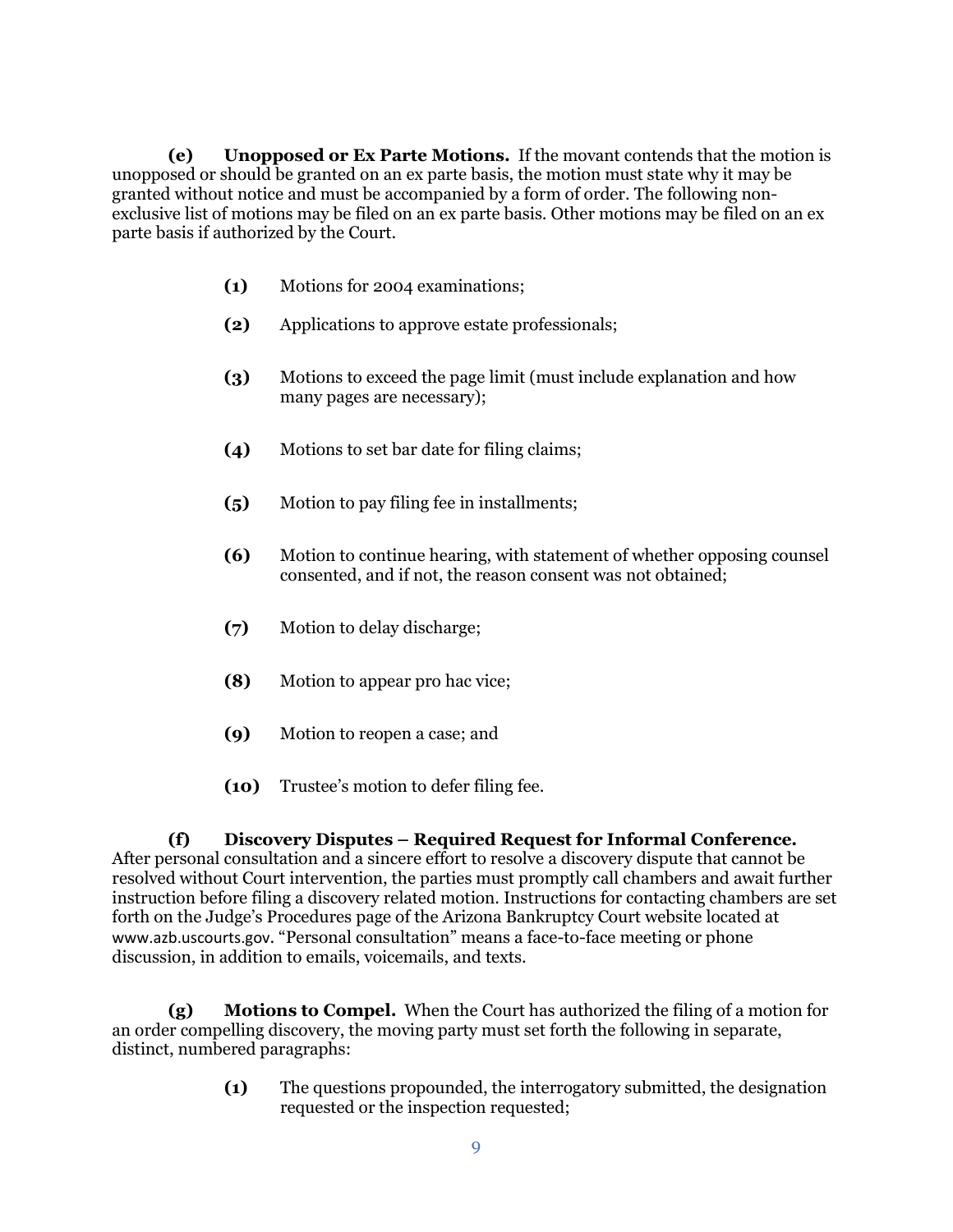**(e) Unopposed or Ex Parte Motions.** If the movant contends that the motion is unopposed or should be granted on an ex parte basis, the motion must state why it may be granted without notice and must be accompanied by a form of order. The following non-exclusive list of motions may be filed on an ex parte basis. Other motions may be filed on an ex parte basis if authorized by the Court.

> **(1)** Motions for 2004 examinations;
>
> **(2)** Applications to approve estate professionals;
>
> **(3)** Motions to exceed the page limit (must include explanation and how many pages are necessary);
>
> **(4)** Motions to set bar date for filing claims;
>
> **(5)** Motion to pay filing fee in installments;
>
> **(6)** Motion to continue hearing, with statement of whether opposing counsel consented, and if not, the reason consent was not obtained;
>
> **(7)** Motion to delay discharge;
>
> **(8)** Motion to appear pro hac vice;
>
> **(9)** Motion to reopen a case; and
>
> **(10)** Trustee's motion to defer filing fee.

**(f) Discovery Disputes – Required Request for Informal Conference.** After personal consultation and a sincere effort to resolve a discovery dispute that cannot be resolved without Court intervention, the parties must promptly call chambers and await further instruction before filing a discovery related motion. Instructions for contacting chambers are set forth on the Judge's Procedures page of the Arizona Bankruptcy Court website located at www.azb.uscourts.gov. "Personal consultation" means a face-to-face meeting or phone discussion, in addition to emails, voicemails, and texts.

**(g) Motions to Compel.** When the Court has authorized the filing of a motion for an order compelling discovery, the moving party must set forth the following in separate, distinct, numbered paragraphs:

> **(1)** The questions propounded, the interrogatory submitted, the designation requested or the inspection requested;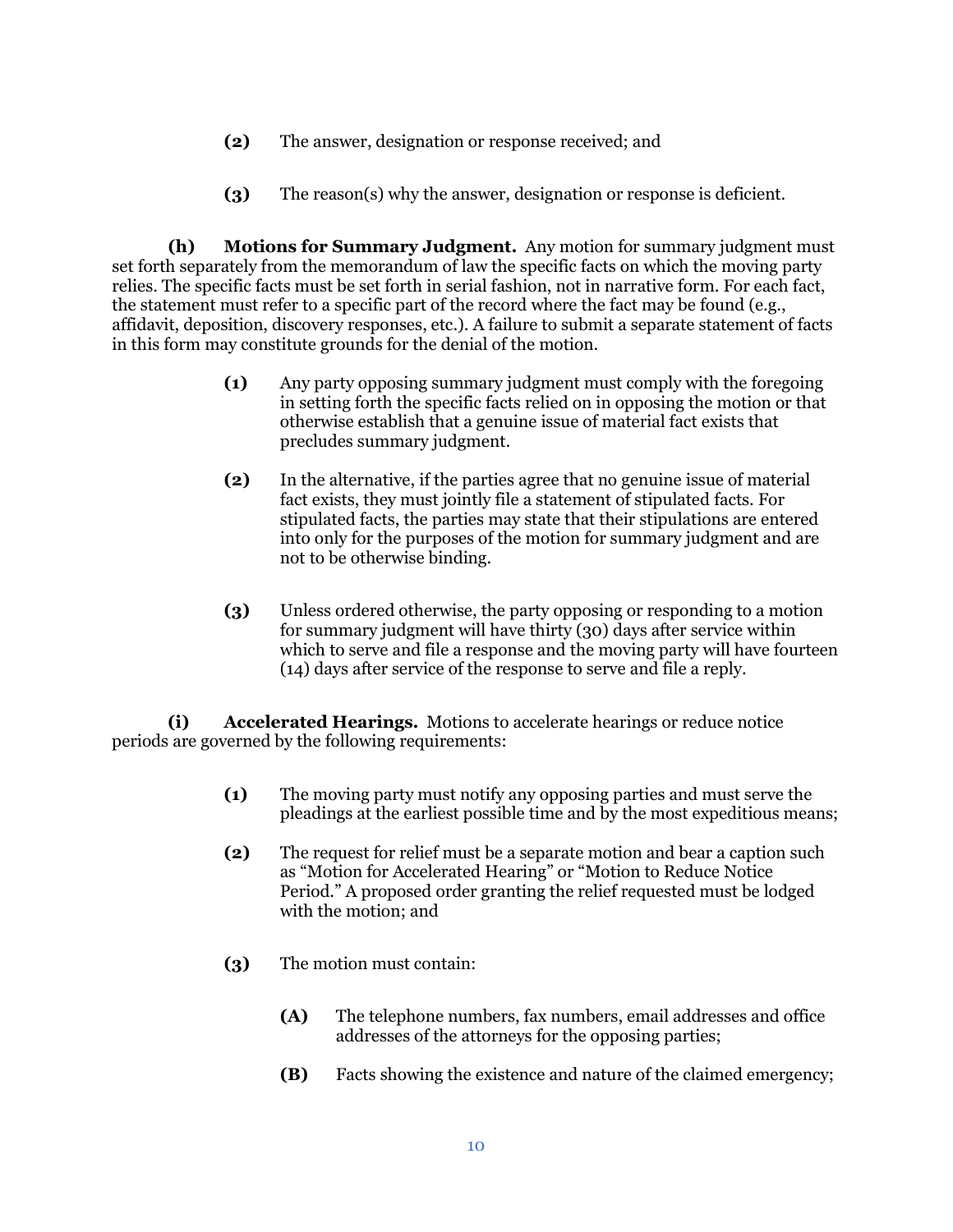**(2)** The answer, designation or response received; and

**(3)** The reason(s) why the answer, designation or response is deficient.

**(h) Motions for Summary Judgment.** Any motion for summary judgment must set forth separately from the memorandum of law the specific facts on which the moving party relies. The specific facts must be set forth in serial fashion, not in narrative form. For each fact, the statement must refer to a specific part of the record where the fact may be found (e.g., affidavit, deposition, discovery responses, etc.). A failure to submit a separate statement of facts in this form may constitute grounds for the denial of the motion.

**(1)** Any party opposing summary judgment must comply with the foregoing in setting forth the specific facts relied on in opposing the motion or that otherwise establish that a genuine issue of material fact exists that precludes summary judgment.

**(2)** In the alternative, if the parties agree that no genuine issue of material fact exists, they must jointly file a statement of stipulated facts. For stipulated facts, the parties may state that their stipulations are entered into only for the purposes of the motion for summary judgment and are not to be otherwise binding.

**(3)** Unless ordered otherwise, the party opposing or responding to a motion for summary judgment will have thirty (30) days after service within which to serve and file a response and the moving party will have fourteen (14) days after service of the response to serve and file a reply.

**(i) Accelerated Hearings.** Motions to accelerate hearings or reduce notice periods are governed by the following requirements:

**(1)** The moving party must notify any opposing parties and must serve the pleadings at the earliest possible time and by the most expeditious means;

**(2)** The request for relief must be a separate motion and bear a caption such as "Motion for Accelerated Hearing" or "Motion to Reduce Notice Period." A proposed order granting the relief requested must be lodged with the motion; and

**(3)** The motion must contain:

**(A)** The telephone numbers, fax numbers, email addresses and office addresses of the attorneys for the opposing parties;

**(B)** Facts showing the existence and nature of the claimed emergency;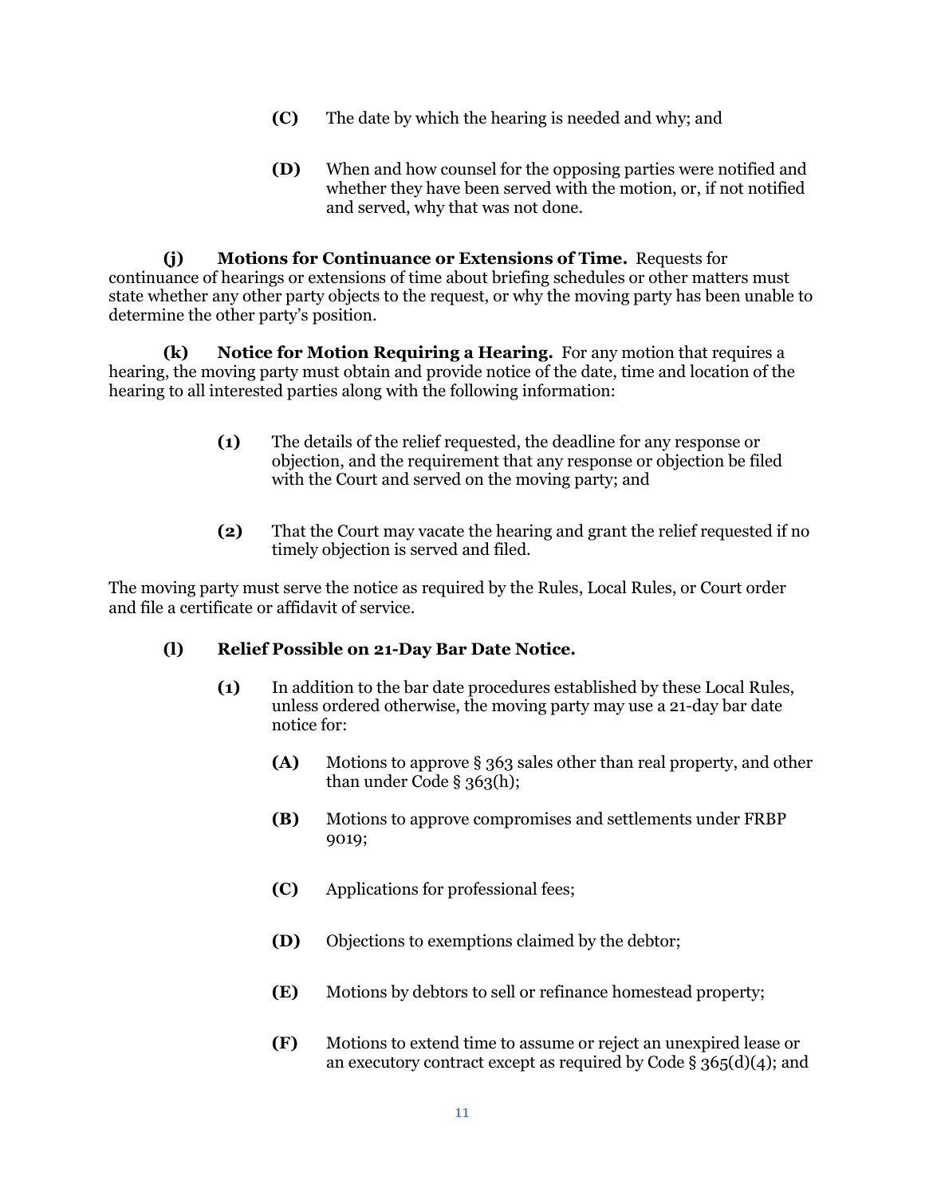**(C)** The date by which the hearing is needed and why; and

**(D)** When and how counsel for the opposing parties were notified and whether they have been served with the motion, or, if not notified and served, why that was not done.

**(j) Motions for Continuance or Extensions of Time.** Requests for continuance of hearings or extensions of time about briefing schedules or other matters must state whether any other party objects to the request, or why the moving party has been unable to determine the other party's position.

**(k) Notice for Motion Requiring a Hearing.** For any motion that requires a hearing, the moving party must obtain and provide notice of the date, time and location of the hearing to all interested parties along with the following information:

**(1)** The details of the relief requested, the deadline for any response or objection, and the requirement that any response or objection be filed with the Court and served on the moving party; and

**(2)** That the Court may vacate the hearing and grant the relief requested if no timely objection is served and filed.

The moving party must serve the notice as required by the Rules, Local Rules, or Court order and file a certificate or affidavit of service.

**(l) Relief Possible on 21-Day Bar Date Notice.**

**(1)** In addition to the bar date procedures established by these Local Rules, unless ordered otherwise, the moving party may use a 21-day bar date notice for:

**(A)** Motions to approve § 363 sales other than real property, and other than under Code § 363(h);

**(B)** Motions to approve compromises and settlements under FRBP 9019;

**(C)** Applications for professional fees;

**(D)** Objections to exemptions claimed by the debtor;

**(E)** Motions by debtors to sell or refinance homestead property;

**(F)** Motions to extend time to assume or reject an unexpired lease or an executory contract except as required by Code § 365(d)(4); and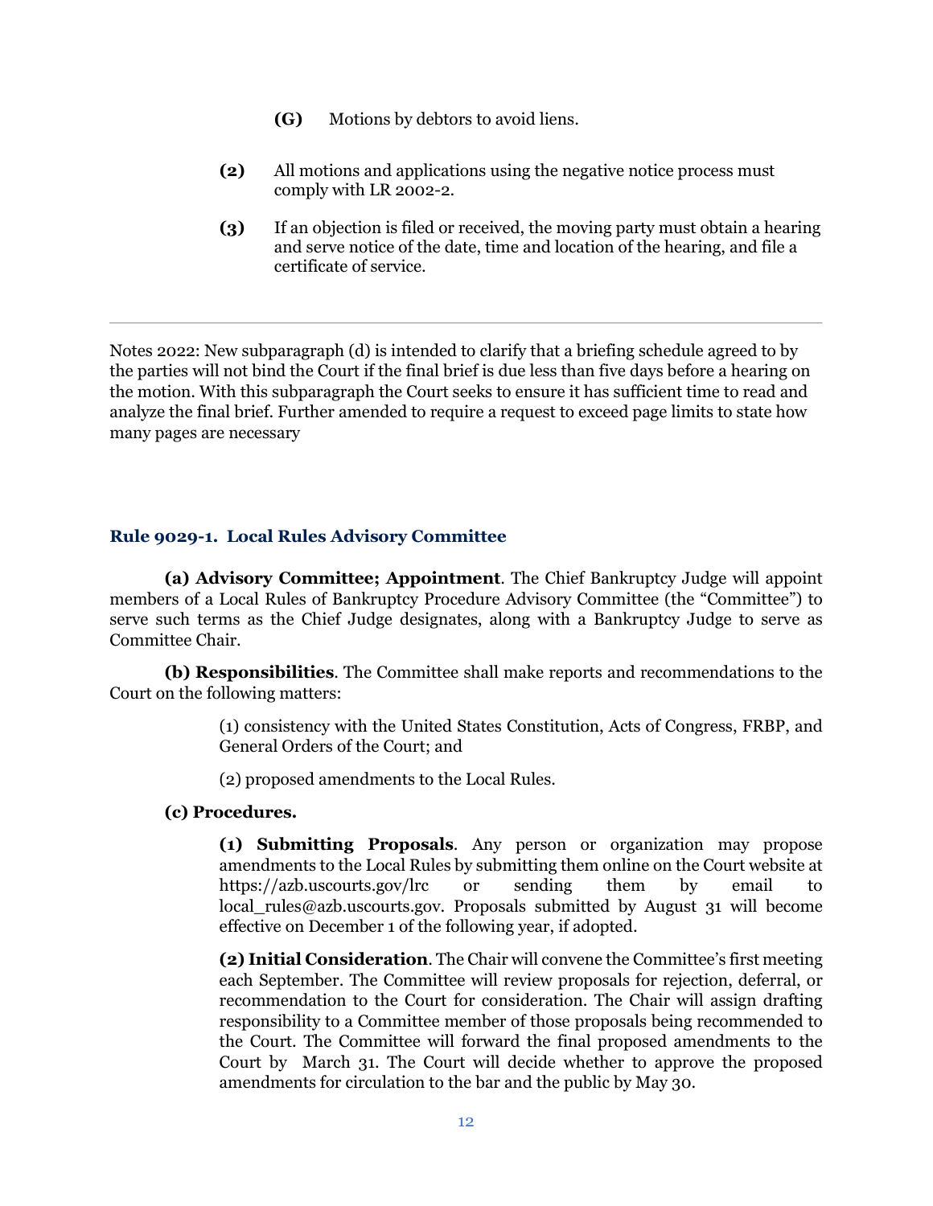(G) Motions by debtors to avoid liens.

(2) All motions and applications using the negative notice process must comply with LR 2002-2.

(3) If an objection is filed or received, the moving party must obtain a hearing and serve notice of the date, time and location of the hearing, and file a certificate of service.

---

Notes 2022: New subparagraph (d) is intended to clarify that a briefing schedule agreed to by the parties will not bind the Court if the final brief is due less than five days before a hearing on the motion. With this subparagraph the Court seeks to ensure it has sufficient time to read and analyze the final brief. Further amended to require a request to exceed page limits to state how many pages are necessary

## Rule 9029-1. Local Rules Advisory Committee

**(a) Advisory Committee; Appointment**. The Chief Bankruptcy Judge will appoint members of a Local Rules of Bankruptcy Procedure Advisory Committee (the "Committee") to serve such terms as the Chief Judge designates, along with a Bankruptcy Judge to serve as Committee Chair.

**(b) Responsibilities**. The Committee shall make reports and recommendations to the Court on the following matters:

(1) consistency with the United States Constitution, Acts of Congress, FRBP, and General Orders of the Court; and

(2) proposed amendments to the Local Rules.

**(c) Procedures.**

**(1) Submitting Proposals**. Any person or organization may propose amendments to the Local Rules by submitting them online on the Court website at https://azb.uscourts.gov/lrc or sending them by email to local_rules@azb.uscourts.gov. Proposals submitted by August 31 will become effective on December 1 of the following year, if adopted.

**(2) Initial Consideration**. The Chair will convene the Committee's first meeting each September. The Committee will review proposals for rejection, deferral, or recommendation to the Court for consideration. The Chair will assign drafting responsibility to a Committee member of those proposals being recommended to the Court. The Committee will forward the final proposed amendments to the Court by March 31. The Court will decide whether to approve the proposed amendments for circulation to the bar and the public by May 30.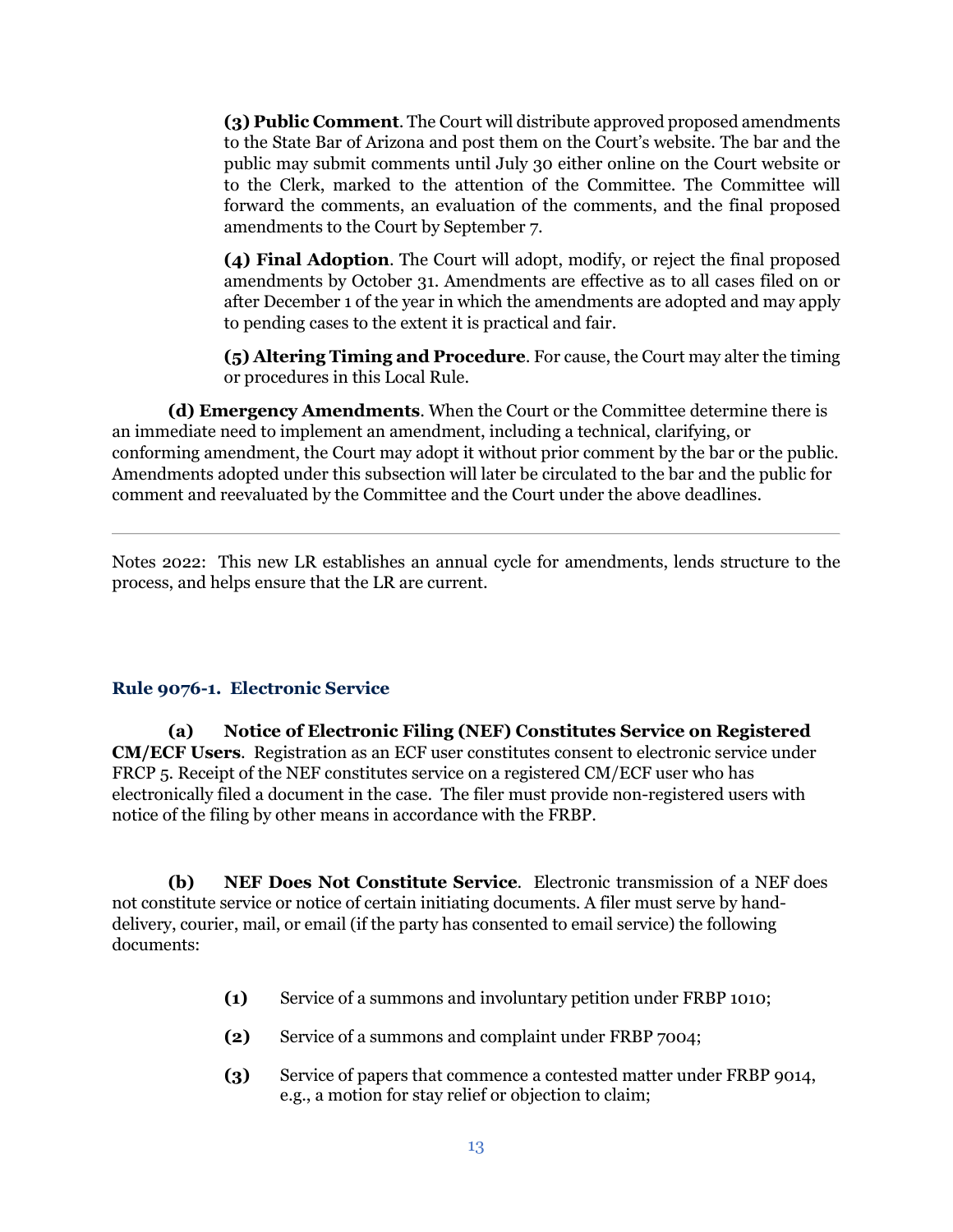**(3) Public Comment**. The Court will distribute approved proposed amendments to the State Bar of Arizona and post them on the Court's website. The bar and the public may submit comments until July 30 either online on the Court website or to the Clerk, marked to the attention of the Committee. The Committee will forward the comments, an evaluation of the comments, and the final proposed amendments to the Court by September 7.

**(4) Final Adoption**. The Court will adopt, modify, or reject the final proposed amendments by October 31. Amendments are effective as to all cases filed on or after December 1 of the year in which the amendments are adopted and may apply to pending cases to the extent it is practical and fair.

**(5) Altering Timing and Procedure**. For cause, the Court may alter the timing or procedures in this Local Rule.

**(d) Emergency Amendments**. When the Court or the Committee determine there is an immediate need to implement an amendment, including a technical, clarifying, or conforming amendment, the Court may adopt it without prior comment by the bar or the public. Amendments adopted under this subsection will later be circulated to the bar and the public for comment and reevaluated by the Committee and the Court under the above deadlines.

---

Notes 2022: This new LR establishes an annual cycle for amendments, lends structure to the process, and helps ensure that the LR are current.

### Rule 9076-1. Electronic Service

**(a) Notice of Electronic Filing (NEF) Constitutes Service on Registered CM/ECF Users**. Registration as an ECF user constitutes consent to electronic service under FRCP 5. Receipt of the NEF constitutes service on a registered CM/ECF user who has electronically filed a document in the case. The filer must provide non-registered users with notice of the filing by other means in accordance with the FRBP.

**(b) NEF Does Not Constitute Service**. Electronic transmission of a NEF does not constitute service or notice of certain initiating documents. A filer must serve by hand-delivery, courier, mail, or email (if the party has consented to email service) the following documents:

**(1)** Service of a summons and involuntary petition under FRBP 1010;

**(2)** Service of a summons and complaint under FRBP 7004;

**(3)** Service of papers that commence a contested matter under FRBP 9014, e.g., a motion for stay relief or objection to claim;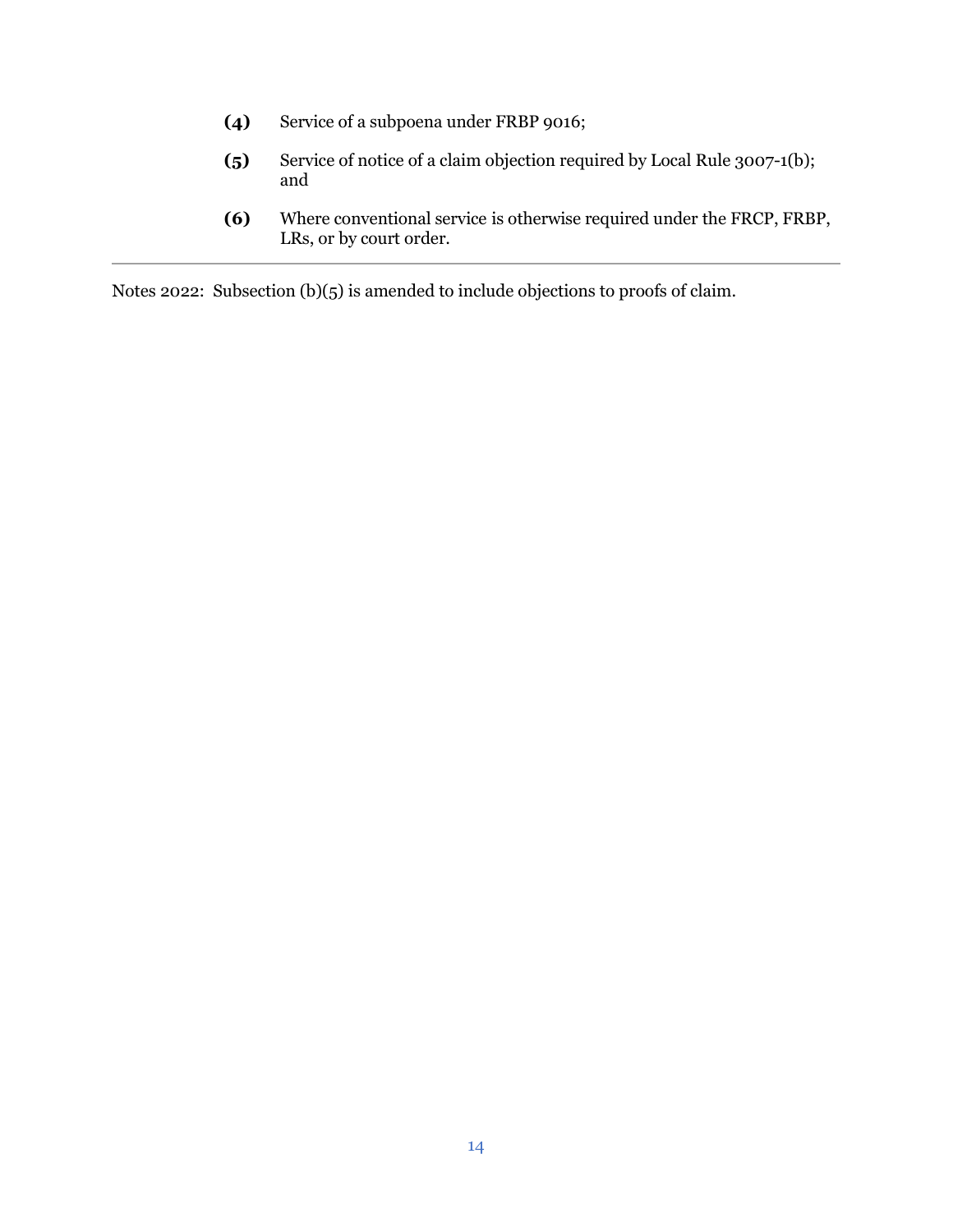**(4)** Service of a subpoena under FRBP 9016;

**(5)** Service of notice of a claim objection required by Local Rule 3007-1(b); and

**(6)** Where conventional service is otherwise required under the FRCP, FRBP, LRs, or by court order.

---

Notes 2022: Subsection (b)(5) is amended to include objections to proofs of claim.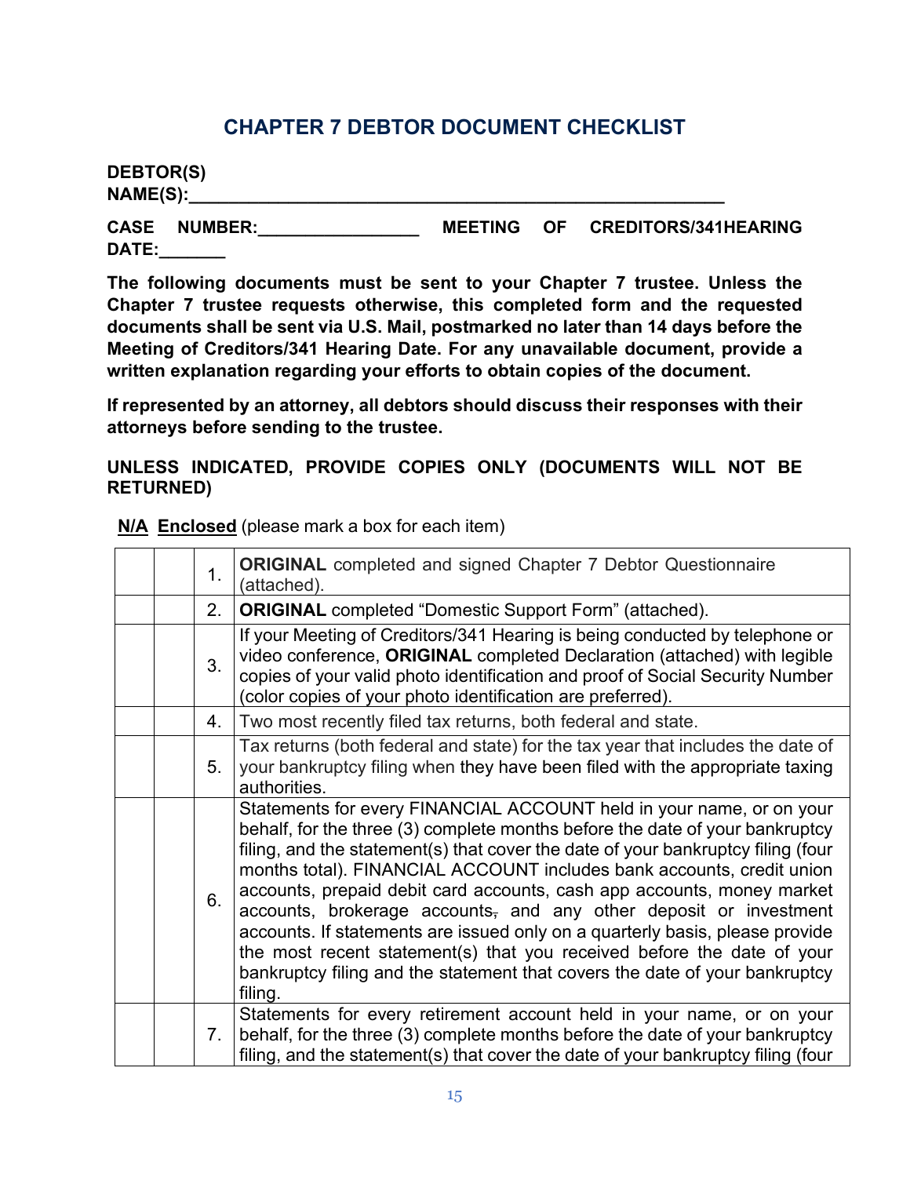## CHAPTER 7 DEBTOR DOCUMENT CHECKLIST

**DEBTOR(S) NAME(S):_______________________________________________________**

**CASE NUMBER:________________ MEETING OF CREDITORS/341HEARING DATE:_______**

**The following documents must be sent to your Chapter 7 trustee. Unless the Chapter 7 trustee requests otherwise, this completed form and the requested documents shall be sent via U.S. Mail, postmarked no later than 14 days before the Meeting of Creditors/341 Hearing Date. For any unavailable document, provide a written explanation regarding your efforts to obtain copies of the document.**

**If represented by an attorney, all debtors should discuss their responses with their attorneys before sending to the trustee.**

**UNLESS INDICATED, PROVIDE COPIES ONLY (DOCUMENTS WILL NOT BE RETURNED)**

**N/A Enclosed** (please mark a box for each item)

| N/A | Enclosed | | |
|---|---|---|---|
| | | 1. | **ORIGINAL** completed and signed Chapter 7 Debtor Questionnaire (attached). |
| | | 2. | **ORIGINAL** completed "Domestic Support Form" (attached). |
| | | 3. | If your Meeting of Creditors/341 Hearing is being conducted by telephone or video conference, **ORIGINAL** completed Declaration (attached) with legible copies of your valid photo identification and proof of Social Security Number (color copies of your photo identification are preferred). |
| | | 4. | Two most recently filed tax returns, both federal and state. |
| | | 5. | Tax returns (both federal and state) for the tax year that includes the date of your bankruptcy filing when they have been filed with the appropriate taxing authorities. |
| | | 6. | Statements for every FINANCIAL ACCOUNT held in your name, or on your behalf, for the three (3) complete months before the date of your bankruptcy filing, and the statement(s) that cover the date of your bankruptcy filing (four months total). FINANCIAL ACCOUNT includes bank accounts, credit union accounts, prepaid debit card accounts, cash app accounts, money market accounts, brokerage accounts, and any other deposit or investment accounts. If statements are issued only on a quarterly basis, please provide the most recent statement(s) that you received before the date of your bankruptcy filing and the statement that covers the date of your bankruptcy filing. |
| | | 7. | Statements for every retirement account held in your name, or on your behalf, for the three (3) complete months before the date of your bankruptcy filing, and the statement(s) that cover the date of your bankruptcy filing (four |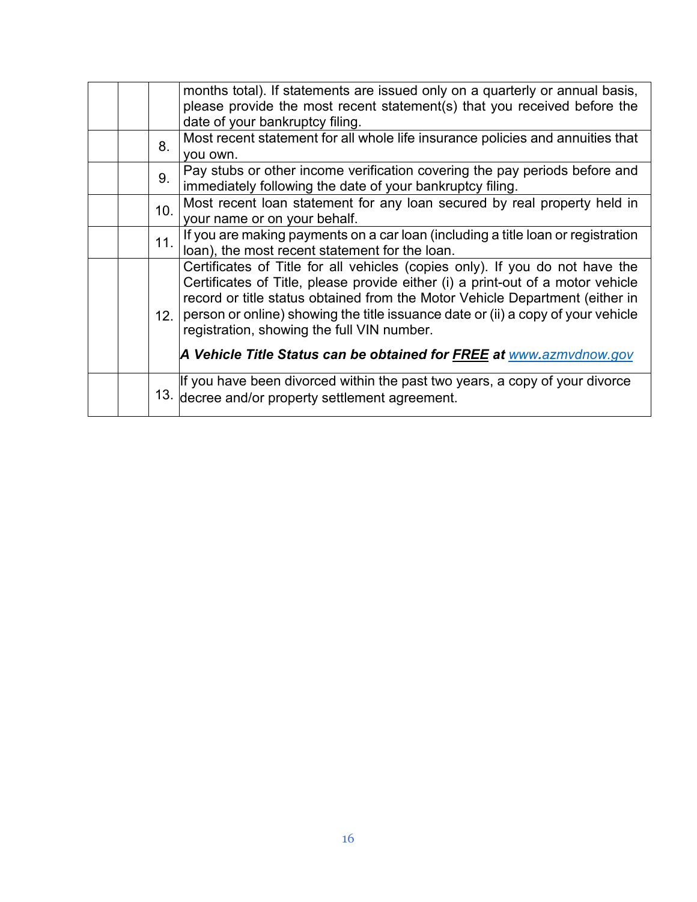| | | | |
|---|---|---|---|
| | | | months total). If statements are issued only on a quarterly or annual basis, please provide the most recent statement(s) that you received before the date of your bankruptcy filing. |
| | | 8. | Most recent statement for all whole life insurance policies and annuities that you own. |
| | | 9. | Pay stubs or other income verification covering the pay periods before and immediately following the date of your bankruptcy filing. |
| | | 10. | Most recent loan statement for any loan secured by real property held in your name or on your behalf. |
| | | 11. | If you are making payments on a car loan (including a title loan or registration loan), the most recent statement for the loan. |
| | | 12. | Certificates of Title for all vehicles (copies only). If you do not have the Certificates of Title, please provide either (i) a print-out of a motor vehicle record or title status obtained from the Motor Vehicle Department (either in person or online) showing the title issuance date or (ii) a copy of your vehicle registration, showing the full VIN number.<br><br>***A Vehicle Title Status can be obtained for <u>FREE</u> at*** [*www.azmvdnow.gov*](http://www.azmvdnow.gov) |
| | | 13. | If you have been divorced within the past two years, a copy of your divorce decree and/or property settlement agreement. |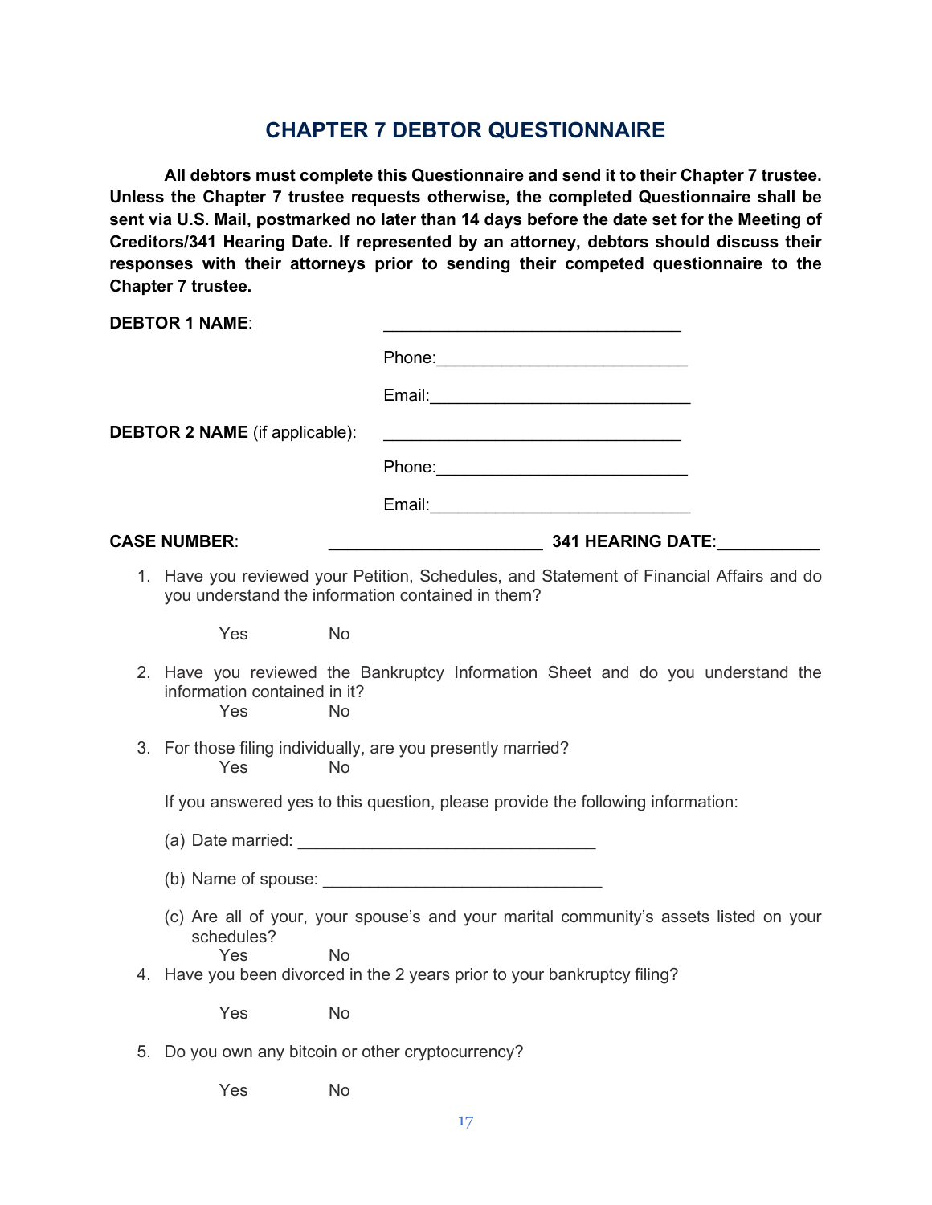# CHAPTER 7 DEBTOR QUESTIONNAIRE

**All debtors must complete this Questionnaire and send it to their Chapter 7 trustee. Unless the Chapter 7 trustee requests otherwise, the completed Questionnaire shall be sent via U.S. Mail, postmarked no later than 14 days before the date set for the Meeting of Creditors/341 Hearing Date. If represented by an attorney, debtors should discuss their responses with their attorneys prior to sending their competed questionnaire to the Chapter 7 trustee.**

**DEBTOR 1 NAME**: ________________________________

Phone:___________________________

Email:____________________________

**DEBTOR 2 NAME** (if applicable): ________________________________

Phone:___________________________

Email:____________________________

**CASE NUMBER**: _______________________ **341 HEARING DATE**:___________

1. Have you reviewed your Petition, Schedules, and Statement of Financial Affairs and do you understand the information contained in them?

   Yes No

2. Have you reviewed the Bankruptcy Information Sheet and do you understand the information contained in it?

   Yes No

3. For those filing individually, are you presently married?

   Yes No

   If you answered yes to this question, please provide the following information:

   (a) Date married: ________________________________

   (b) Name of spouse: ______________________________

   (c) Are all of your, your spouse's and your marital community's assets listed on your schedules?

   Yes No

4. Have you been divorced in the 2 years prior to your bankruptcy filing?

   Yes No

5. Do you own any bitcoin or other cryptocurrency?

   Yes No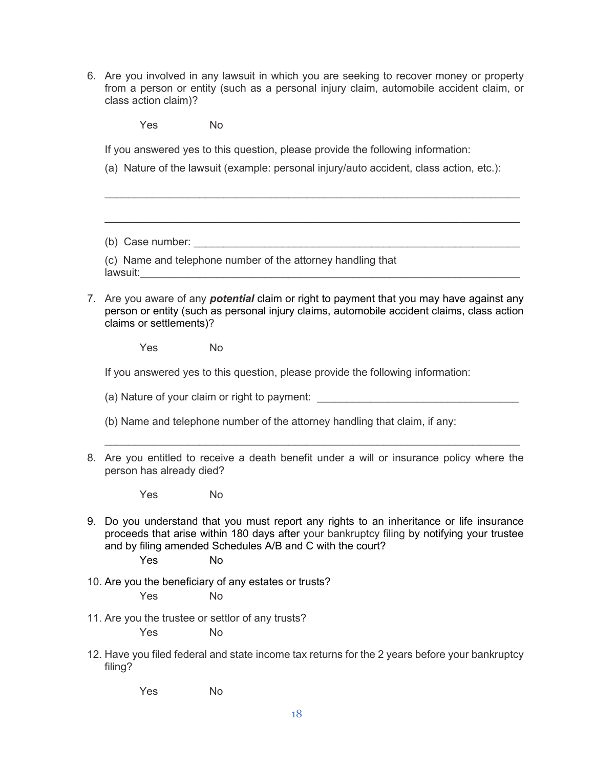6. Are you involved in any lawsuit in which you are seeking to recover money or property from a person or entity (such as a personal injury claim, automobile accident claim, or class action claim)?

   Yes No

   If you answered yes to this question, please provide the following information:

   (a) Nature of the lawsuit (example: personal injury/auto accident, class action, etc.):

   ______________________________________________________________________

   ______________________________________________________________________

   (b) Case number: _______________________________________________________

   (c) Name and telephone number of the attorney handling that lawsuit:______________________________________________________________

7. Are you aware of any ***potential*** claim or right to payment that you may have against any person or entity (such as personal injury claims, automobile accident claims, class action claims or settlements)?

   Yes No

   If you answered yes to this question, please provide the following information:

   (a) Nature of your claim or right to payment: ________________________________

   (b) Name and telephone number of the attorney handling that claim, if any:

   ______________________________________________________________________

8. Are you entitled to receive a death benefit under a will or insurance policy where the person has already died?

   Yes No

9. Do you understand that you must report any rights to an inheritance or life insurance proceeds that arise within 180 days after your bankruptcy filing by notifying your trustee and by filing amended Schedules A/B and C with the court?

   Yes No

10. Are you the beneficiary of any estates or trusts?

    Yes No

11. Are you the trustee or settlor of any trusts?

    Yes No

12. Have you filed federal and state income tax returns for the 2 years before your bankruptcy filing?

    Yes No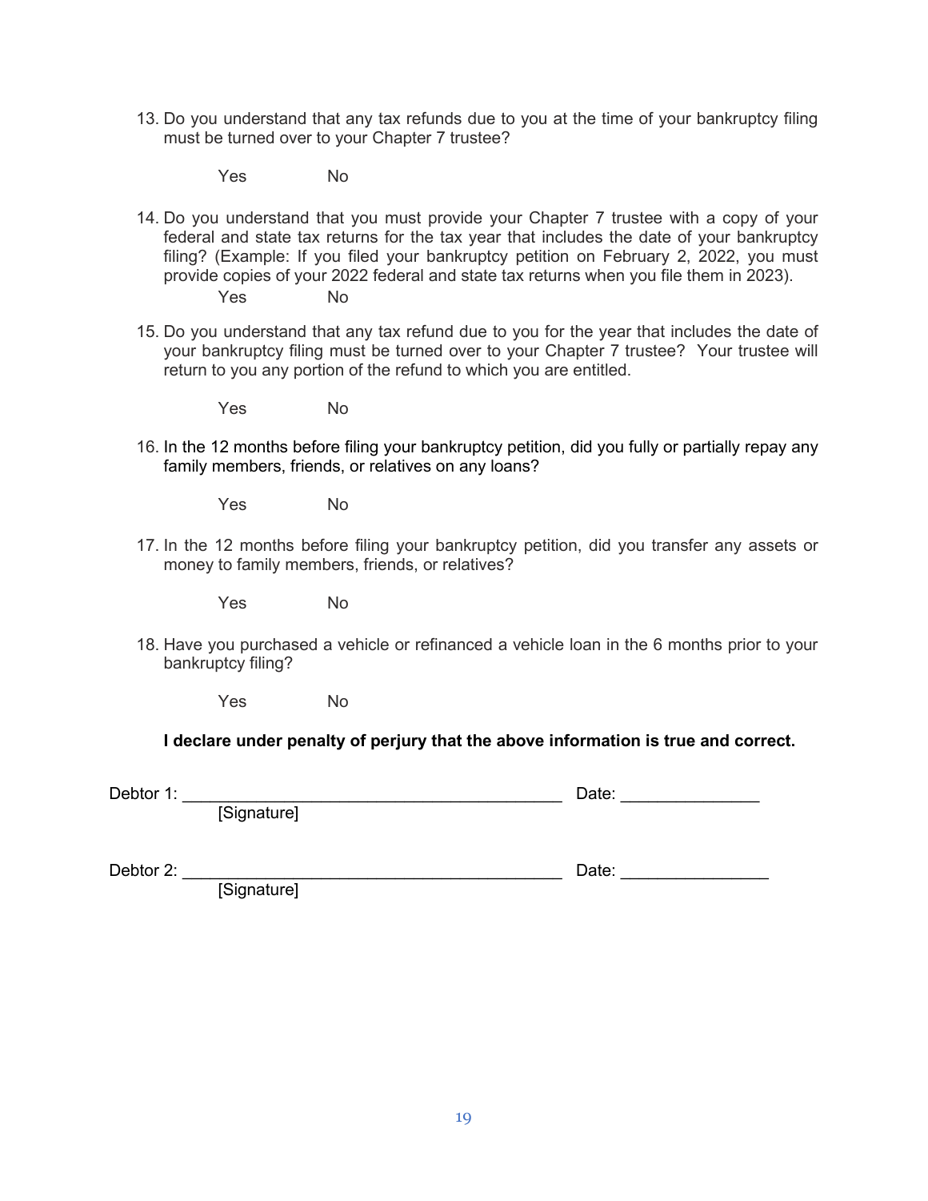13. Do you understand that any tax refunds due to you at the time of your bankruptcy filing must be turned over to your Chapter 7 trustee?

    Yes No

14. Do you understand that you must provide your Chapter 7 trustee with a copy of your federal and state tax returns for the tax year that includes the date of your bankruptcy filing? (Example: If you filed your bankruptcy petition on February 2, 2022, you must provide copies of your 2022 federal and state tax returns when you file them in 2023).

    Yes No

15. Do you understand that any tax refund due to you for the year that includes the date of your bankruptcy filing must be turned over to your Chapter 7 trustee? Your trustee will return to you any portion of the refund to which you are entitled.

    Yes No

16. In the 12 months before filing your bankruptcy petition, did you fully or partially repay any family members, friends, or relatives on any loans?

    Yes No

17. In the 12 months before filing your bankruptcy petition, did you transfer any assets or money to family members, friends, or relatives?

    Yes No

18. Have you purchased a vehicle or refinanced a vehicle loan in the 6 months prior to your bankruptcy filing?

    Yes No

**I declare under penalty of perjury that the above information is true and correct.**

Debtor 1: ________________________________________ Date: _______________
[Signature]

Debtor 2: ________________________________________ Date: ________________
[Signature]